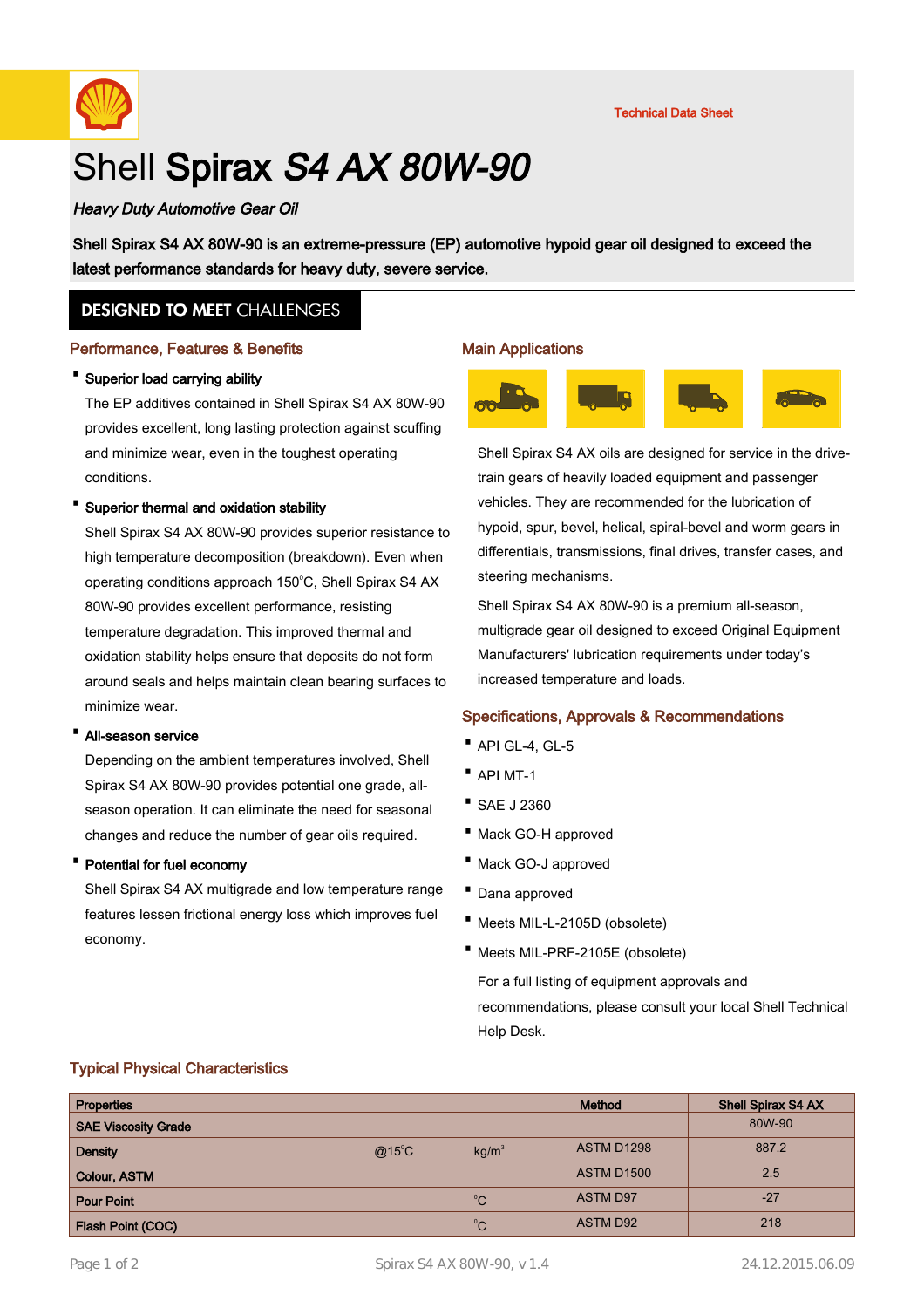Technical Data Sheet

# Shell **Spirax** *S4 AX 80W-90*

***Heavy Duty Automotive Gear Oil***

**Shell Spirax S4 AX 80W-90 is an extreme-pressure (EP) automotive hypoid gear oil designed to exceed the latest performance standards for heavy duty, severe service.**

**DESIGNED TO MEET CHALLENGES**

## Performance, Features & Benefits

- **Superior load carrying ability**

  The EP additives contained in Shell Spirax S4 AX 80W-90 provides excellent, long lasting protection against scuffing and minimize wear, even in the toughest operating conditions.

- **Superior thermal and oxidation stability**

  Shell Spirax S4 AX 80W-90 provides superior resistance to high temperature decomposition (breakdown). Even when operating conditions approach 150°C, Shell Spirax S4 AX 80W-90 provides excellent performance, resisting temperature degradation. This improved thermal and oxidation stability helps ensure that deposits do not form around seals and helps maintain clean bearing surfaces to minimize wear.

- **All-season service**

  Depending on the ambient temperatures involved, Shell Spirax S4 AX 80W-90 provides potential one grade, all-season operation. It can eliminate the need for seasonal changes and reduce the number of gear oils required.

- **Potential for fuel economy**

  Shell Spirax S4 AX multigrade and low temperature range features lessen frictional energy loss which improves fuel economy.

## Main Applications

Shell Spirax S4 AX oils are designed for service in the drive-train gears of heavily loaded equipment and passenger vehicles. They are recommended for the lubrication of hypoid, spur, bevel, helical, spiral-bevel and worm gears in differentials, transmissions, final drives, transfer cases, and steering mechanisms.

Shell Spirax S4 AX 80W-90 is a premium all-season, multigrade gear oil designed to exceed Original Equipment Manufacturers' lubrication requirements under today's increased temperature and loads.

## Specifications, Approvals & Recommendations

- API GL-4, GL-5
- API MT-1
- SAE J 2360
- Mack GO-H approved
- Mack GO-J approved
- Dana approved
- Meets MIL-L-2105D (obsolete)
- Meets MIL-PRF-2105E (obsolete)

For a full listing of equipment approvals and recommendations, please consult your local Shell Technical Help Desk.

## Typical Physical Characteristics

| Properties | | | Method | Shell Spirax S4 AX |
|---|---|---|---|---|
| SAE Viscosity Grade | | | | 80W-90 |
| Density | @15°C | kg/m³ | ASTM D1298 | 887.2 |
| Colour, ASTM | | | ASTM D1500 | 2.5 |
| Pour Point | | °C | ASTM D97 | -27 |
| Flash Point (COC) | | °C | ASTM D92 | 218 |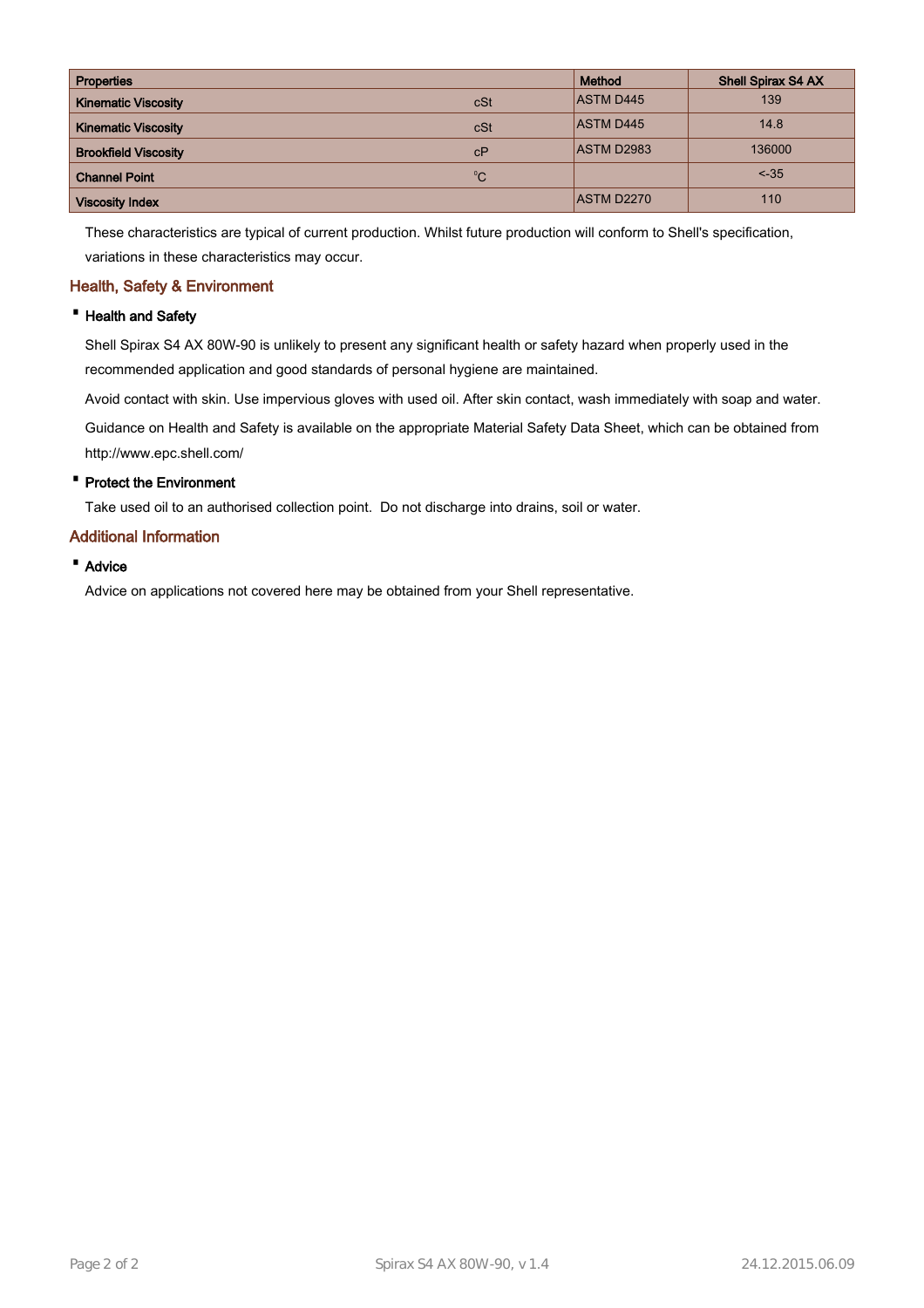| Properties | | Method | Shell Spirax S4 AX |
|---|---|---|---|
| Kinematic Viscosity | cSt | ASTM D445 | 139 |
| Kinematic Viscosity | cSt | ASTM D445 | 14.8 |
| Brookfield Viscosity | cP | ASTM D2983 | 136000 |
| Channel Point | °C | | <-35 |
| Viscosity Index | | ASTM D2270 | 110 |

These characteristics are typical of current production. Whilst future production will conform to Shell's specification, variations in these characteristics may occur.

## Health, Safety & Environment

- **Health and Safety**

Shell Spirax S4 AX 80W-90 is unlikely to present any significant health or safety hazard when properly used in the recommended application and good standards of personal hygiene are maintained.

Avoid contact with skin. Use impervious gloves with used oil. After skin contact, wash immediately with soap and water.

Guidance on Health and Safety is available on the appropriate Material Safety Data Sheet, which can be obtained from http://www.epc.shell.com/

- **Protect the Environment**

Take used oil to an authorised collection point. Do not discharge into drains, soil or water.

## Additional Information

- **Advice**

Advice on applications not covered here may be obtained from your Shell representative.